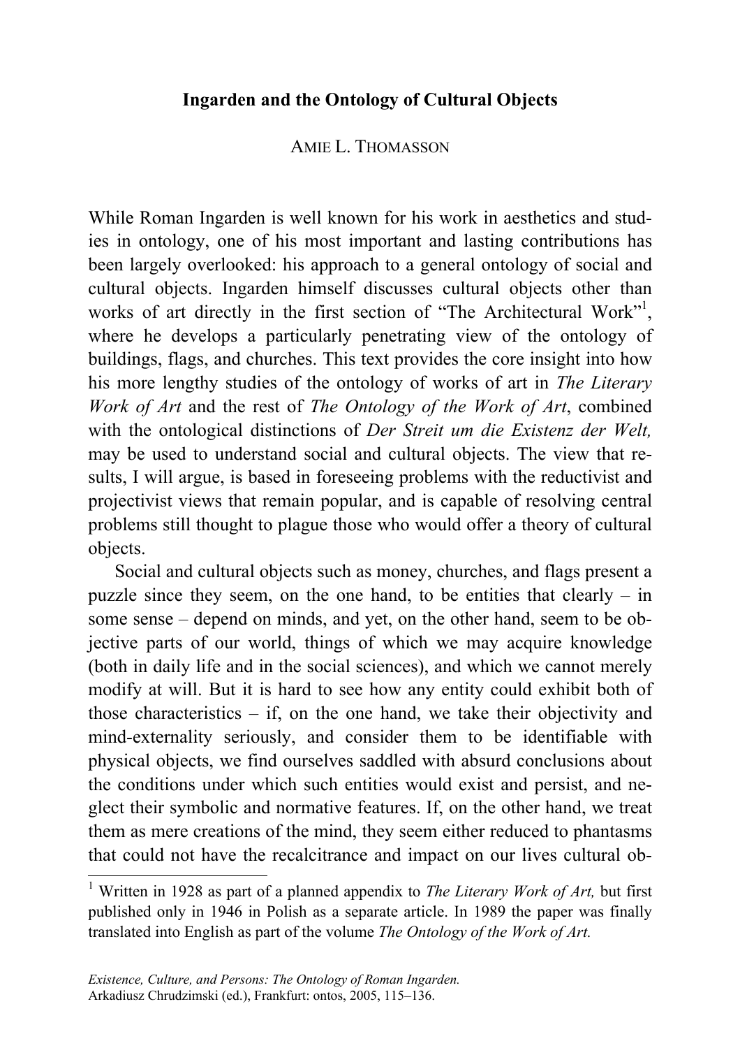# Ingarden and the Ontology of Cultural Objects

AMIE L. THOMASSON

While Roman Ingarden is well known for his work in aesthetics and studies in ontology, one of his most important and lasting contributions has been largely overlooked: his approach to a general ontology of social and cultural objects. Ingarden himself discusses cultural objects other than works of art directly in the first section of "The Architectural Work"[1], where he develops a particularly penetrating view of the ontology of buildings, flags, and churches. This text provides the core insight into how his more lengthy studies of the ontology of works of art in *The Literary Work of Art* and the rest of *The Ontology of the Work of Art*, combined with the ontological distinctions of *Der Streit um die Existenz der Welt,* may be used to understand social and cultural objects. The view that results, I will argue, is based in foreseeing problems with the reductivist and projectivist views that remain popular, and is capable of resolving central problems still thought to plague those who would offer a theory of cultural objects.

Social and cultural objects such as money, churches, and flags present a puzzle since they seem, on the one hand, to be entities that clearly – in some sense – depend on minds, and yet, on the other hand, seem to be objective parts of our world, things of which we may acquire knowledge (both in daily life and in the social sciences), and which we cannot merely modify at will. But it is hard to see how any entity could exhibit both of those characteristics – if, on the one hand, we take their objectivity and mind-externality seriously, and consider them to be identifiable with physical objects, we find ourselves saddled with absurd conclusions about the conditions under which such entities would exist and persist, and neglect their symbolic and normative features. If, on the other hand, we treat them as mere creations of the mind, they seem either reduced to phantasms that could not have the recalcitrance and impact on our lives cultural ob-

[1] Written in 1928 as part of a planned appendix to *The Literary Work of Art,* but first published only in 1946 in Polish as a separate article. In 1989 the paper was finally translated into English as part of the volume *The Ontology of the Work of Art.*

*Existence, Culture, and Persons: The Ontology of Roman Ingarden.*
Arkadiusz Chrudzimski (ed.), Frankfurt: ontos, 2005, 115–136.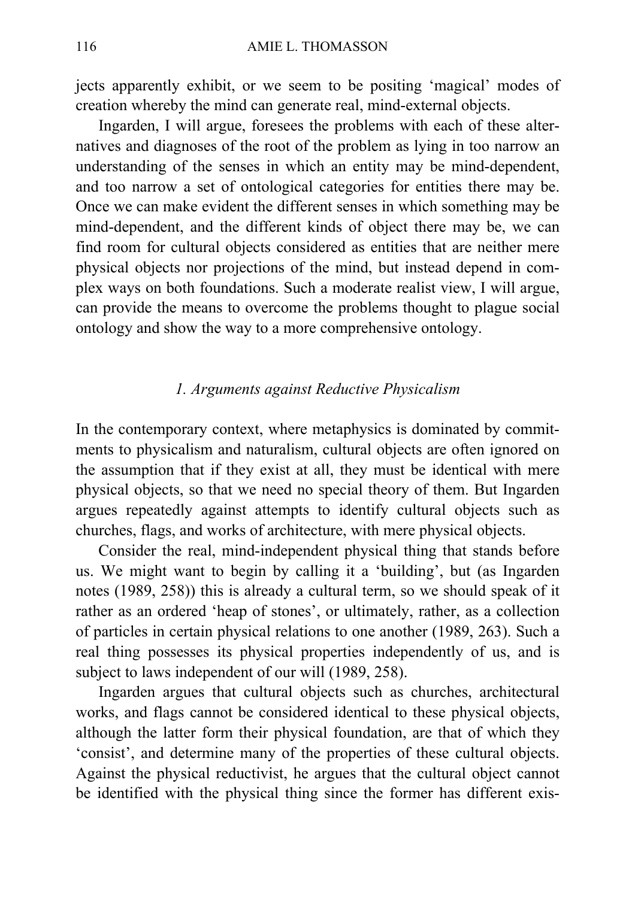jects apparently exhibit, or we seem to be positing 'magical' modes of creation whereby the mind can generate real, mind-external objects.

Ingarden, I will argue, foresees the problems with each of these alternatives and diagnoses of the root of the problem as lying in too narrow an understanding of the senses in which an entity may be mind-dependent, and too narrow a set of ontological categories for entities there may be. Once we can make evident the different senses in which something may be mind-dependent, and the different kinds of object there may be, we can find room for cultural objects considered as entities that are neither mere physical objects nor projections of the mind, but instead depend in complex ways on both foundations. Such a moderate realist view, I will argue, can provide the means to overcome the problems thought to plague social ontology and show the way to a more comprehensive ontology.

## *1. Arguments against Reductive Physicalism*

In the contemporary context, where metaphysics is dominated by commitments to physicalism and naturalism, cultural objects are often ignored on the assumption that if they exist at all, they must be identical with mere physical objects, so that we need no special theory of them. But Ingarden argues repeatedly against attempts to identify cultural objects such as churches, flags, and works of architecture, with mere physical objects.

Consider the real, mind-independent physical thing that stands before us. We might want to begin by calling it a 'building', but (as Ingarden notes (1989, 258)) this is already a cultural term, so we should speak of it rather as an ordered 'heap of stones', or ultimately, rather, as a collection of particles in certain physical relations to one another (1989, 263). Such a real thing possesses its physical properties independently of us, and is subject to laws independent of our will (1989, 258).

Ingarden argues that cultural objects such as churches, architectural works, and flags cannot be considered identical to these physical objects, although the latter form their physical foundation, are that of which they 'consist', and determine many of the properties of these cultural objects. Against the physical reductivist, he argues that the cultural object cannot be identified with the physical thing since the former has different exis-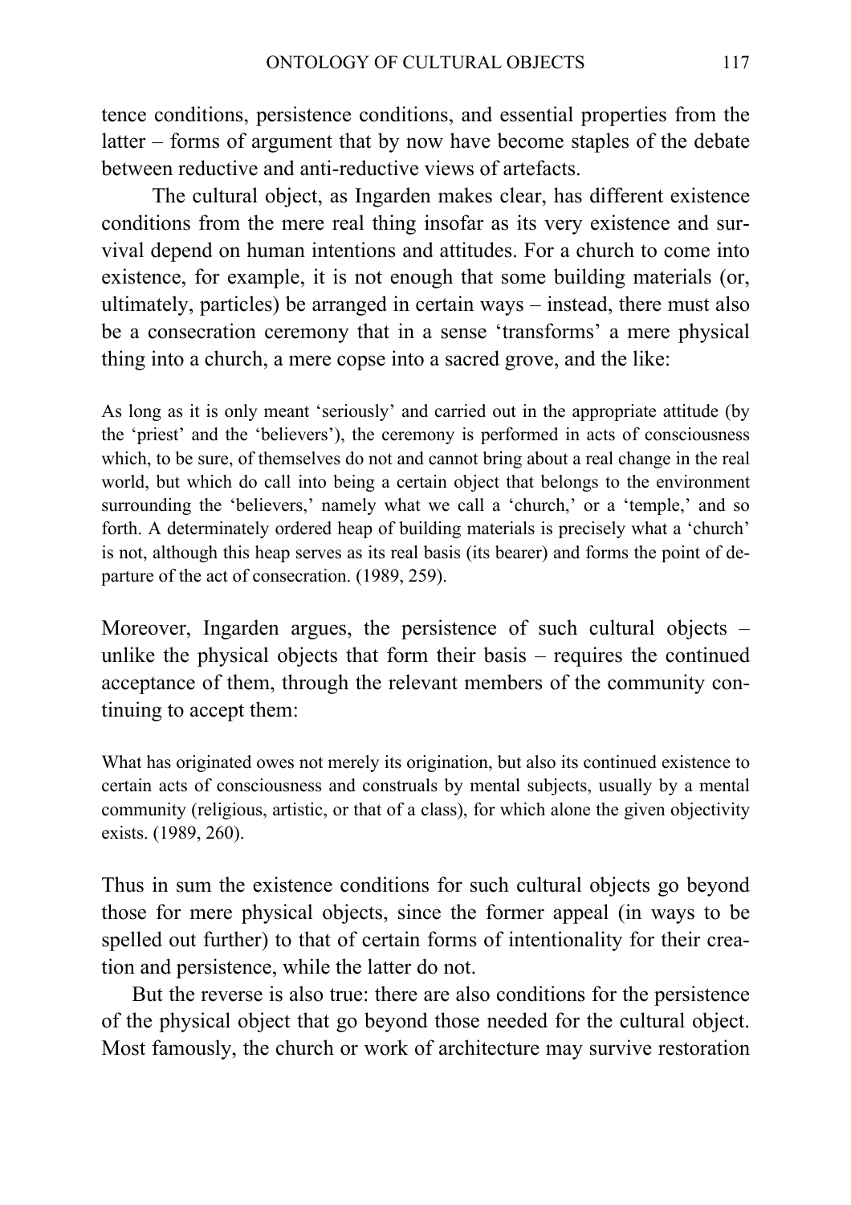tence conditions, persistence conditions, and essential properties from the latter – forms of argument that by now have become staples of the debate between reductive and anti-reductive views of artefacts.

The cultural object, as Ingarden makes clear, has different existence conditions from the mere real thing insofar as its very existence and survival depend on human intentions and attitudes. For a church to come into existence, for example, it is not enough that some building materials (or, ultimately, particles) be arranged in certain ways – instead, there must also be a consecration ceremony that in a sense 'transforms' a mere physical thing into a church, a mere copse into a sacred grove, and the like:

> As long as it is only meant 'seriously' and carried out in the appropriate attitude (by the 'priest' and the 'believers'), the ceremony is performed in acts of consciousness which, to be sure, of themselves do not and cannot bring about a real change in the real world, but which do call into being a certain object that belongs to the environment surrounding the 'believers,' namely what we call a 'church,' or a 'temple,' and so forth. A determinately ordered heap of building materials is precisely what a 'church' is not, although this heap serves as its real basis (its bearer) and forms the point of departure of the act of consecration. (1989, 259).

Moreover, Ingarden argues, the persistence of such cultural objects – unlike the physical objects that form their basis – requires the continued acceptance of them, through the relevant members of the community continuing to accept them:

> What has originated owes not merely its origination, but also its continued existence to certain acts of consciousness and construals by mental subjects, usually by a mental community (religious, artistic, or that of a class), for which alone the given objectivity exists. (1989, 260).

Thus in sum the existence conditions for such cultural objects go beyond those for mere physical objects, since the former appeal (in ways to be spelled out further) to that of certain forms of intentionality for their creation and persistence, while the latter do not.

But the reverse is also true: there are also conditions for the persistence of the physical object that go beyond those needed for the cultural object. Most famously, the church or work of architecture may survive restoration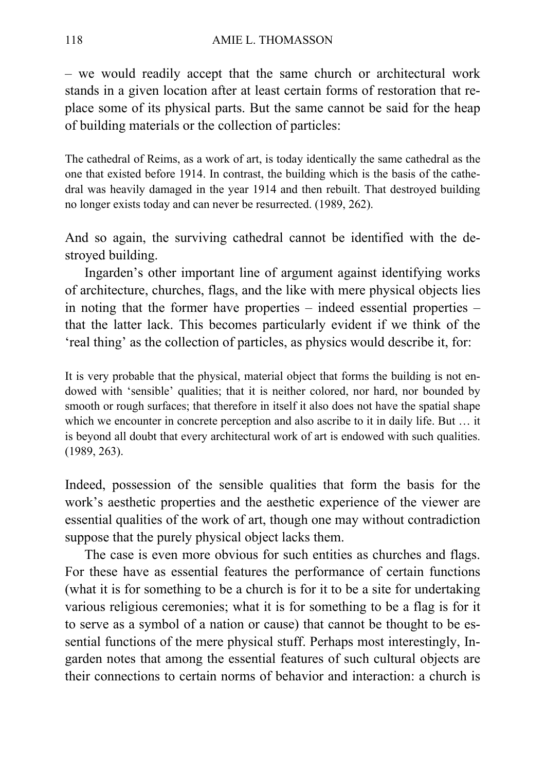– we would readily accept that the same church or architectural work stands in a given location after at least certain forms of restoration that replace some of its physical parts. But the same cannot be said for the heap of building materials or the collection of particles:

> The cathedral of Reims, as a work of art, is today identically the same cathedral as the one that existed before 1914. In contrast, the building which is the basis of the cathedral was heavily damaged in the year 1914 and then rebuilt. That destroyed building no longer exists today and can never be resurrected. (1989, 262).

And so again, the surviving cathedral cannot be identified with the destroyed building.

Ingarden's other important line of argument against identifying works of architecture, churches, flags, and the like with mere physical objects lies in noting that the former have properties – indeed essential properties – that the latter lack. This becomes particularly evident if we think of the 'real thing' as the collection of particles, as physics would describe it, for:

> It is very probable that the physical, material object that forms the building is not endowed with 'sensible' qualities; that it is neither colored, nor hard, nor bounded by smooth or rough surfaces; that therefore in itself it also does not have the spatial shape which we encounter in concrete perception and also ascribe to it in daily life. But … it is beyond all doubt that every architectural work of art is endowed with such qualities. (1989, 263).

Indeed, possession of the sensible qualities that form the basis for the work's aesthetic properties and the aesthetic experience of the viewer are essential qualities of the work of art, though one may without contradiction suppose that the purely physical object lacks them.

The case is even more obvious for such entities as churches and flags. For these have as essential features the performance of certain functions (what it is for something to be a church is for it to be a site for undertaking various religious ceremonies; what it is for something to be a flag is for it to serve as a symbol of a nation or cause) that cannot be thought to be essential functions of the mere physical stuff. Perhaps most interestingly, Ingarden notes that among the essential features of such cultural objects are their connections to certain norms of behavior and interaction: a church is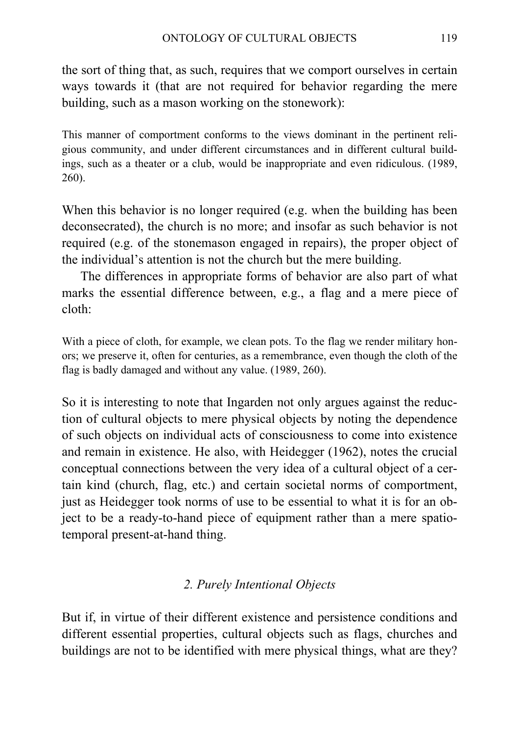the sort of thing that, as such, requires that we comport ourselves in certain ways towards it (that are not required for behavior regarding the mere building, such as a mason working on the stonework):

> This manner of comportment conforms to the views dominant in the pertinent religious community, and under different circumstances and in different cultural buildings, such as a theater or a club, would be inappropriate and even ridiculous. (1989, 260).

When this behavior is no longer required (e.g. when the building has been deconsecrated), the church is no more; and insofar as such behavior is not required (e.g. of the stonemason engaged in repairs), the proper object of the individual's attention is not the church but the mere building.

The differences in appropriate forms of behavior are also part of what marks the essential difference between, e.g., a flag and a mere piece of cloth:

> With a piece of cloth, for example, we clean pots. To the flag we render military honors; we preserve it, often for centuries, as a remembrance, even though the cloth of the flag is badly damaged and without any value. (1989, 260).

So it is interesting to note that Ingarden not only argues against the reduction of cultural objects to mere physical objects by noting the dependence of such objects on individual acts of consciousness to come into existence and remain in existence. He also, with Heidegger (1962), notes the crucial conceptual connections between the very idea of a cultural object of a certain kind (church, flag, etc.) and certain societal norms of comportment, just as Heidegger took norms of use to be essential to what it is for an object to be a ready-to-hand piece of equipment rather than a mere spatio-temporal present-at-hand thing.

## *2. Purely Intentional Objects*

But if, in virtue of their different existence and persistence conditions and different essential properties, cultural objects such as flags, churches and buildings are not to be identified with mere physical things, what are they?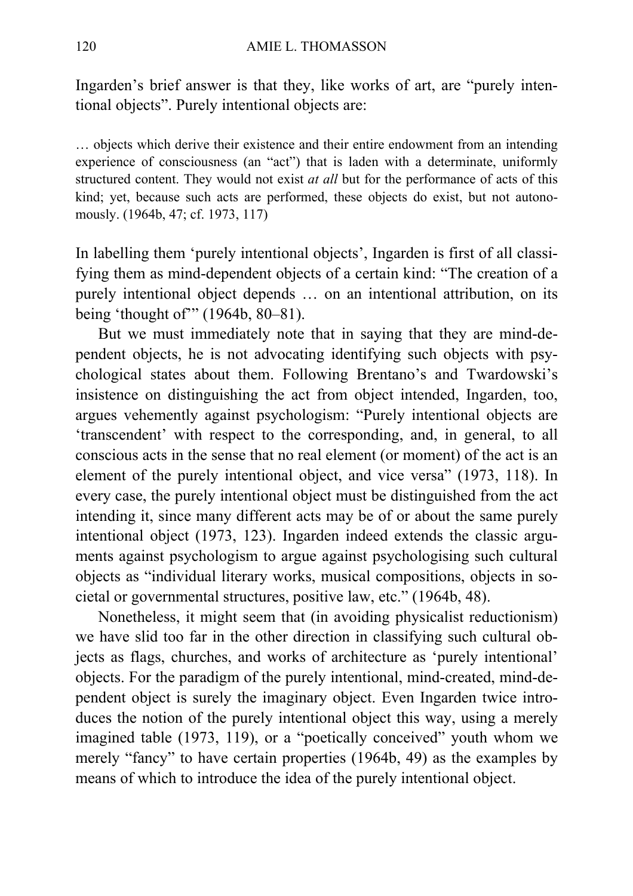Ingarden's brief answer is that they, like works of art, are "purely intentional objects". Purely intentional objects are:

> … objects which derive their existence and their entire endowment from an intending experience of consciousness (an "act") that is laden with a determinate, uniformly structured content. They would not exist *at all* but for the performance of acts of this kind; yet, because such acts are performed, these objects do exist, but not autonomously. (1964b, 47; cf. 1973, 117)

In labelling them 'purely intentional objects', Ingarden is first of all classifying them as mind-dependent objects of a certain kind: "The creation of a purely intentional object depends … on an intentional attribution, on its being 'thought of'" (1964b, 80–81).

But we must immediately note that in saying that they are mind-dependent objects, he is not advocating identifying such objects with psychological states about them. Following Brentano's and Twardowski's insistence on distinguishing the act from object intended, Ingarden, too, argues vehemently against psychologism: "Purely intentional objects are 'transcendent' with respect to the corresponding, and, in general, to all conscious acts in the sense that no real element (or moment) of the act is an element of the purely intentional object, and vice versa" (1973, 118). In every case, the purely intentional object must be distinguished from the act intending it, since many different acts may be of or about the same purely intentional object (1973, 123). Ingarden indeed extends the classic arguments against psychologism to argue against psychologising such cultural objects as "individual literary works, musical compositions, objects in societal or governmental structures, positive law, etc." (1964b, 48).

Nonetheless, it might seem that (in avoiding physicalist reductionism) we have slid too far in the other direction in classifying such cultural objects as flags, churches, and works of architecture as 'purely intentional' objects. For the paradigm of the purely intentional, mind-created, mind-dependent object is surely the imaginary object. Even Ingarden twice introduces the notion of the purely intentional object this way, using a merely imagined table (1973, 119), or a "poetically conceived" youth whom we merely "fancy" to have certain properties (1964b, 49) as the examples by means of which to introduce the idea of the purely intentional object.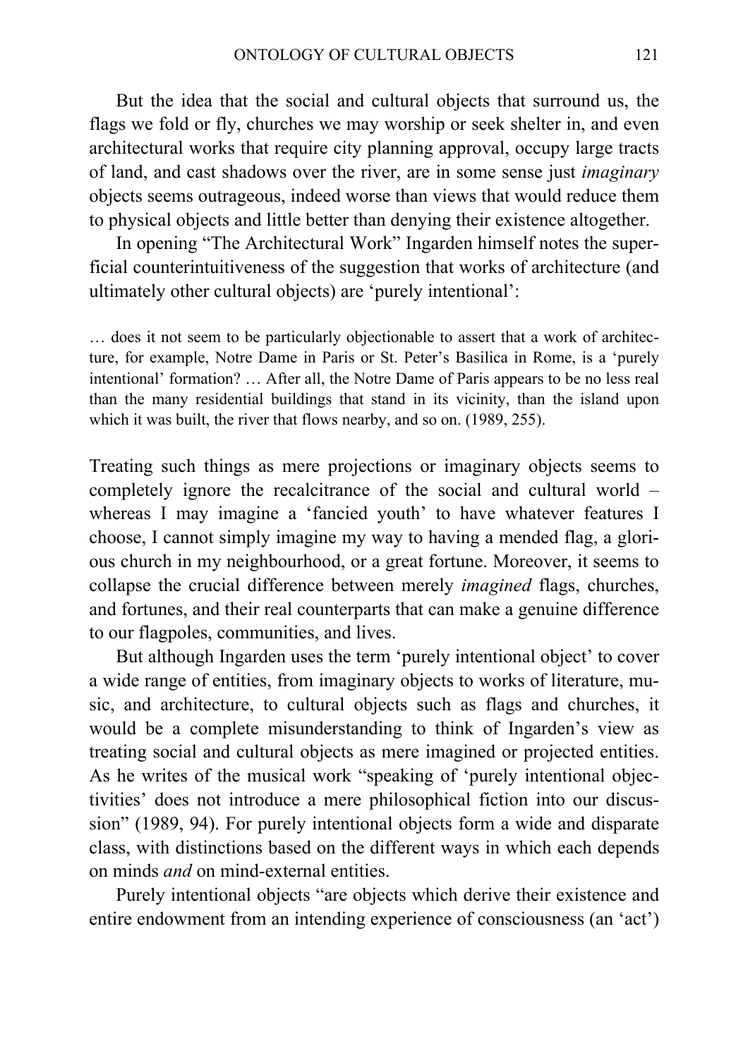But the idea that the social and cultural objects that surround us, the flags we fold or fly, churches we may worship or seek shelter in, and even architectural works that require city planning approval, occupy large tracts of land, and cast shadows over the river, are in some sense just *imaginary* objects seems outrageous, indeed worse than views that would reduce them to physical objects and little better than denying their existence altogether.

In opening "The Architectural Work" Ingarden himself notes the superficial counterintuitiveness of the suggestion that works of architecture (and ultimately other cultural objects) are 'purely intentional':

> … does it not seem to be particularly objectionable to assert that a work of architecture, for example, Notre Dame in Paris or St. Peter's Basilica in Rome, is a 'purely intentional' formation? … After all, the Notre Dame of Paris appears to be no less real than the many residential buildings that stand in its vicinity, than the island upon which it was built, the river that flows nearby, and so on. (1989, 255).

Treating such things as mere projections or imaginary objects seems to completely ignore the recalcitrance of the social and cultural world – whereas I may imagine a 'fancied youth' to have whatever features I choose, I cannot simply imagine my way to having a mended flag, a glorious church in my neighbourhood, or a great fortune. Moreover, it seems to collapse the crucial difference between merely *imagined* flags, churches, and fortunes, and their real counterparts that can make a genuine difference to our flagpoles, communities, and lives.

But although Ingarden uses the term 'purely intentional object' to cover a wide range of entities, from imaginary objects to works of literature, music, and architecture, to cultural objects such as flags and churches, it would be a complete misunderstanding to think of Ingarden's view as treating social and cultural objects as mere imagined or projected entities. As he writes of the musical work "speaking of 'purely intentional objectivities' does not introduce a mere philosophical fiction into our discussion" (1989, 94). For purely intentional objects form a wide and disparate class, with distinctions based on the different ways in which each depends on minds *and* on mind-external entities.

Purely intentional objects "are objects which derive their existence and entire endowment from an intending experience of consciousness (an 'act')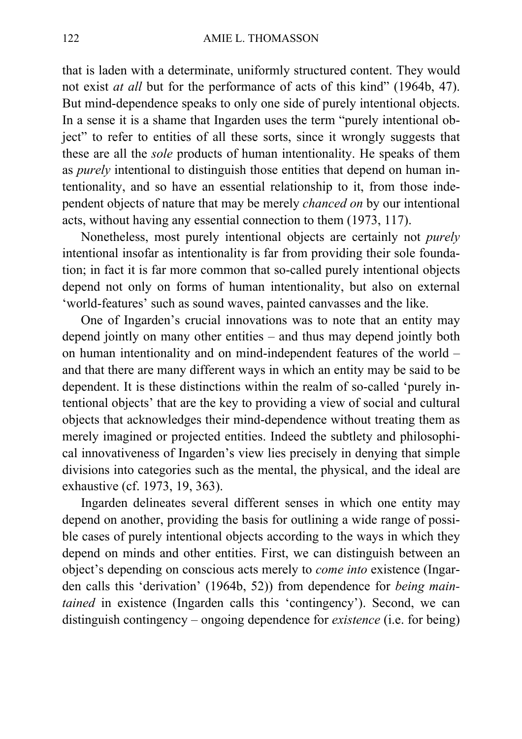that is laden with a determinate, uniformly structured content. They would not exist *at all* but for the performance of acts of this kind" (1964b, 47). But mind-dependence speaks to only one side of purely intentional objects. In a sense it is a shame that Ingarden uses the term "purely intentional object" to refer to entities of all these sorts, since it wrongly suggests that these are all the *sole* products of human intentionality. He speaks of them as *purely* intentional to distinguish those entities that depend on human intentionality, and so have an essential relationship to it, from those independent objects of nature that may be merely *chanced on* by our intentional acts, without having any essential connection to them (1973, 117).

Nonetheless, most purely intentional objects are certainly not *purely* intentional insofar as intentionality is far from providing their sole foundation; in fact it is far more common that so-called purely intentional objects depend not only on forms of human intentionality, but also on external 'world-features' such as sound waves, painted canvasses and the like.

One of Ingarden's crucial innovations was to note that an entity may depend jointly on many other entities – and thus may depend jointly both on human intentionality and on mind-independent features of the world – and that there are many different ways in which an entity may be said to be dependent. It is these distinctions within the realm of so-called 'purely intentional objects' that are the key to providing a view of social and cultural objects that acknowledges their mind-dependence without treating them as merely imagined or projected entities. Indeed the subtlety and philosophical innovativeness of Ingarden's view lies precisely in denying that simple divisions into categories such as the mental, the physical, and the ideal are exhaustive (cf. 1973, 19, 363).

Ingarden delineates several different senses in which one entity may depend on another, providing the basis for outlining a wide range of possible cases of purely intentional objects according to the ways in which they depend on minds and other entities. First, we can distinguish between an object's depending on conscious acts merely to *come into* existence (Ingarden calls this 'derivation' (1964b, 52)) from dependence for *being maintained* in existence (Ingarden calls this 'contingency'). Second, we can distinguish contingency – ongoing dependence for *existence* (i.e. for being)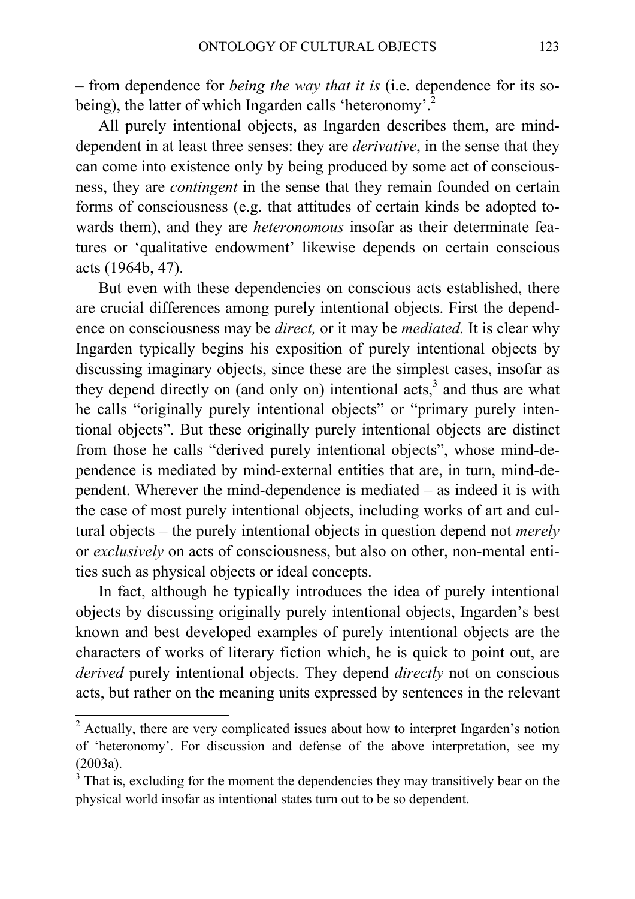– from dependence for *being the way that it is* (i.e. dependence for its so-being), the latter of which Ingarden calls 'heteronomy'.[2]

All purely intentional objects, as Ingarden describes them, are mind-dependent in at least three senses: they are *derivative*, in the sense that they can come into existence only by being produced by some act of consciousness, they are *contingent* in the sense that they remain founded on certain forms of consciousness (e.g. that attitudes of certain kinds be adopted towards them), and they are *heteronomous* insofar as their determinate features or 'qualitative endowment' likewise depends on certain conscious acts (1964b, 47).

But even with these dependencies on conscious acts established, there are crucial differences among purely intentional objects. First the dependence on consciousness may be *direct,* or it may be *mediated.* It is clear why Ingarden typically begins his exposition of purely intentional objects by discussing imaginary objects, since these are the simplest cases, insofar as they depend directly on (and only on) intentional acts,[3] and thus are what he calls "originally purely intentional objects" or "primary purely intentional objects". But these originally purely intentional objects are distinct from those he calls "derived purely intentional objects", whose mind-dependence is mediated by mind-external entities that are, in turn, mind-dependent. Wherever the mind-dependence is mediated – as indeed it is with the case of most purely intentional objects, including works of art and cultural objects – the purely intentional objects in question depend not *merely* or *exclusively* on acts of consciousness, but also on other, non-mental entities such as physical objects or ideal concepts.

In fact, although he typically introduces the idea of purely intentional objects by discussing originally purely intentional objects, Ingarden's best known and best developed examples of purely intentional objects are the characters of works of literary fiction which, he is quick to point out, are *derived* purely intentional objects. They depend *directly* not on conscious acts, but rather on the meaning units expressed by sentences in the relevant

---

[2] Actually, there are very complicated issues about how to interpret Ingarden's notion of 'heteronomy'. For discussion and defense of the above interpretation, see my (2003a).

[3] That is, excluding for the moment the dependencies they may transitively bear on the physical world insofar as intentional states turn out to be so dependent.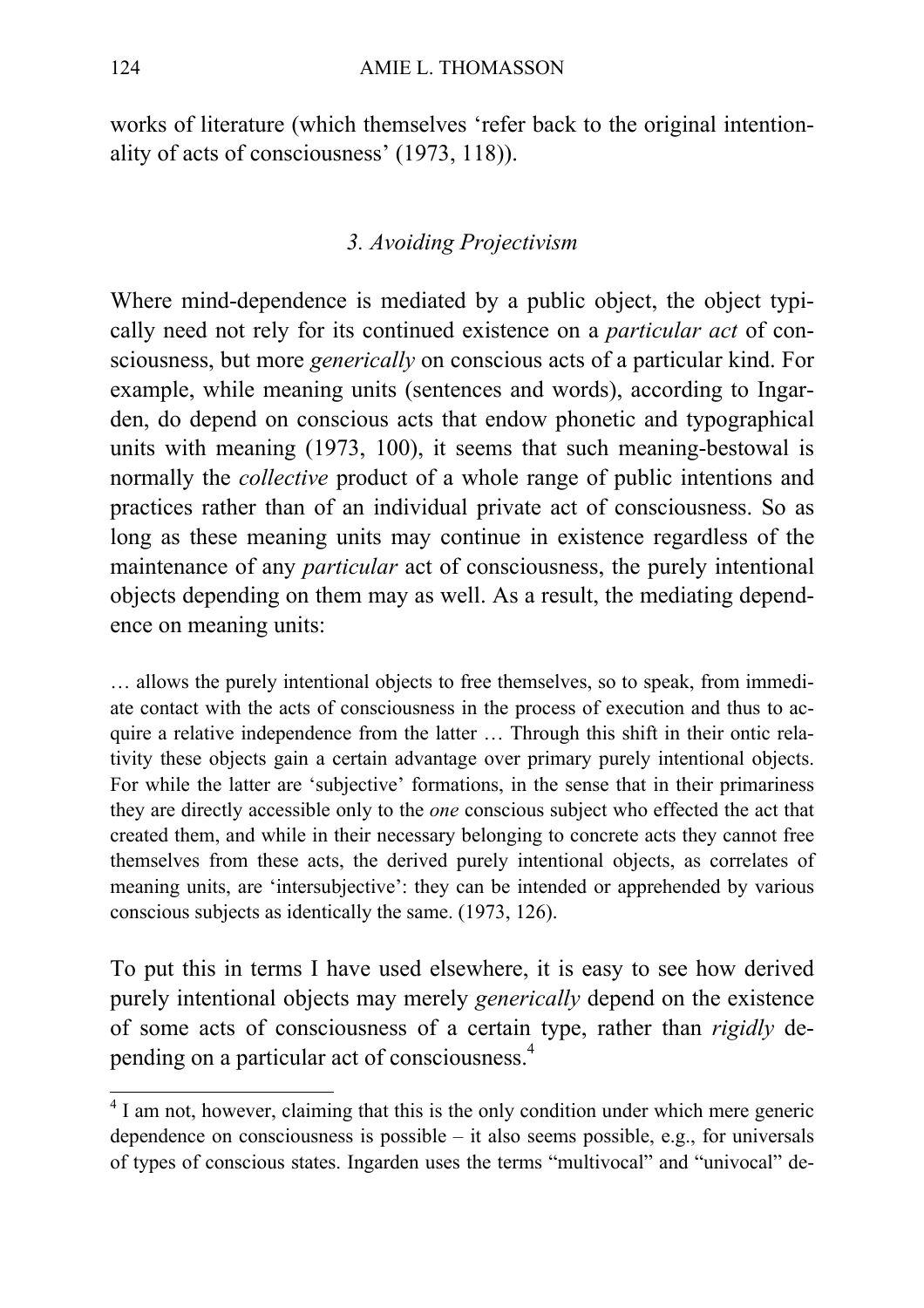works of literature (which themselves 'refer back to the original intentionality of acts of consciousness' (1973, 118)).

### *3. Avoiding Projectivism*

Where mind-dependence is mediated by a public object, the object typically need not rely for its continued existence on a *particular act* of consciousness, but more *generically* on conscious acts of a particular kind. For example, while meaning units (sentences and words), according to Ingarden, do depend on conscious acts that endow phonetic and typographical units with meaning (1973, 100), it seems that such meaning-bestowal is normally the *collective* product of a whole range of public intentions and practices rather than of an individual private act of consciousness. So as long as these meaning units may continue in existence regardless of the maintenance of any *particular* act of consciousness, the purely intentional objects depending on them may as well. As a result, the mediating dependence on meaning units:

> … allows the purely intentional objects to free themselves, so to speak, from immediate contact with the acts of consciousness in the process of execution and thus to acquire a relative independence from the latter … Through this shift in their ontic relativity these objects gain a certain advantage over primary purely intentional objects. For while the latter are 'subjective' formations, in the sense that in their primariness they are directly accessible only to the *one* conscious subject who effected the act that created them, and while in their necessary belonging to concrete acts they cannot free themselves from these acts, the derived purely intentional objects, as correlates of meaning units, are 'intersubjective': they can be intended or apprehended by various conscious subjects as identically the same. (1973, 126).

To put this in terms I have used elsewhere, it is easy to see how derived purely intentional objects may merely *generically* depend on the existence of some acts of consciousness of a certain type, rather than *rigidly* depending on a particular act of consciousness.[4]

---

[4] I am not, however, claiming that this is the only condition under which mere generic dependence on consciousness is possible – it also seems possible, e.g., for universals of types of conscious states. Ingarden uses the terms "multivocal" and "univocal" de-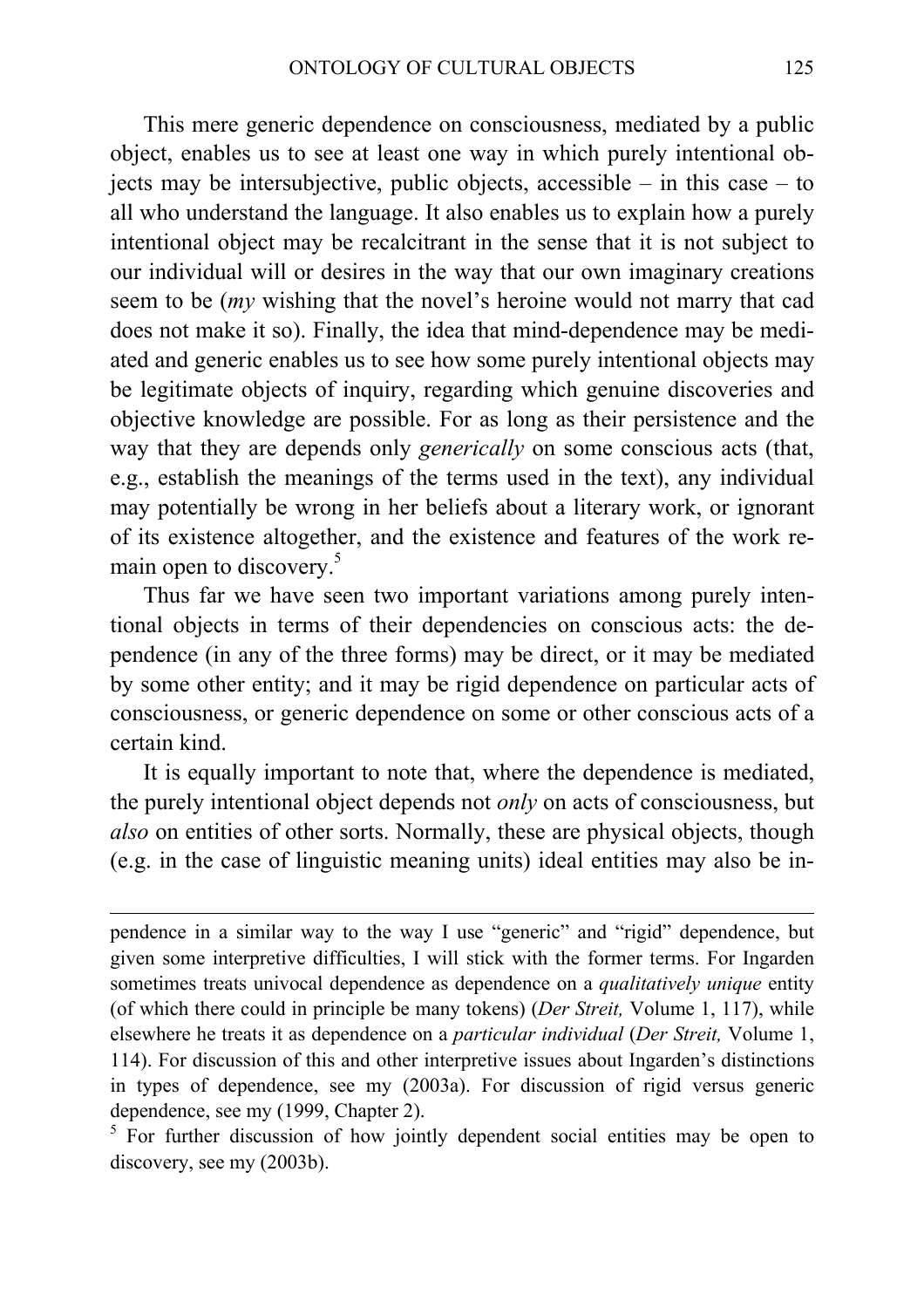This mere generic dependence on consciousness, mediated by a public object, enables us to see at least one way in which purely intentional objects may be intersubjective, public objects, accessible – in this case – to all who understand the language. It also enables us to explain how a purely intentional object may be recalcitrant in the sense that it is not subject to our individual will or desires in the way that our own imaginary creations seem to be (*my* wishing that the novel's heroine would not marry that cad does not make it so). Finally, the idea that mind-dependence may be mediated and generic enables us to see how some purely intentional objects may be legitimate objects of inquiry, regarding which genuine discoveries and objective knowledge are possible. For as long as their persistence and the way that they are depends only *generically* on some conscious acts (that, e.g., establish the meanings of the terms used in the text), any individual may potentially be wrong in her beliefs about a literary work, or ignorant of its existence altogether, and the existence and features of the work remain open to discovery.[5]

Thus far we have seen two important variations among purely intentional objects in terms of their dependencies on conscious acts: the dependence (in any of the three forms) may be direct, or it may be mediated by some other entity; and it may be rigid dependence on particular acts of consciousness, or generic dependence on some or other conscious acts of a certain kind.

It is equally important to note that, where the dependence is mediated, the purely intentional object depends not *only* on acts of consciousness, but *also* on entities of other sorts. Normally, these are physical objects, though (e.g. in the case of linguistic meaning units) ideal entities may also be in-

---

pendence in a similar way to the way I use "generic" and "rigid" dependence, but given some interpretive difficulties, I will stick with the former terms. For Ingarden sometimes treats univocal dependence as dependence on a *qualitatively unique* entity (of which there could in principle be many tokens) (*Der Streit,* Volume 1, 117), while elsewhere he treats it as dependence on a *particular individual* (*Der Streit,* Volume 1, 114). For discussion of this and other interpretive issues about Ingarden's distinctions in types of dependence, see my (2003a). For discussion of rigid versus generic dependence, see my (1999, Chapter 2).

[5] For further discussion of how jointly dependent social entities may be open to discovery, see my (2003b).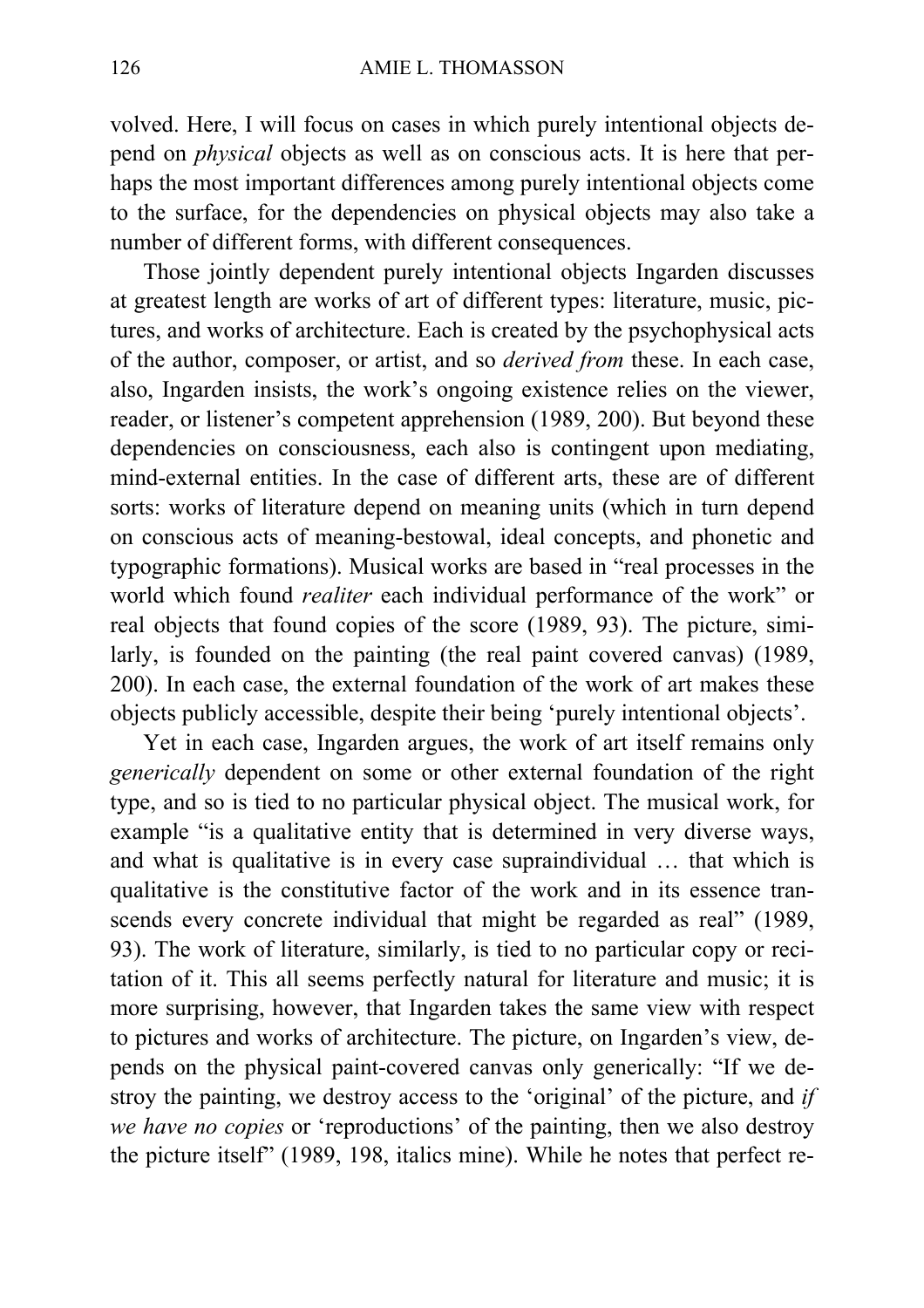volved. Here, I will focus on cases in which purely intentional objects depend on *physical* objects as well as on conscious acts. It is here that perhaps the most important differences among purely intentional objects come to the surface, for the dependencies on physical objects may also take a number of different forms, with different consequences.

Those jointly dependent purely intentional objects Ingarden discusses at greatest length are works of art of different types: literature, music, pictures, and works of architecture. Each is created by the psychophysical acts of the author, composer, or artist, and so *derived from* these. In each case, also, Ingarden insists, the work's ongoing existence relies on the viewer, reader, or listener's competent apprehension (1989, 200). But beyond these dependencies on consciousness, each also is contingent upon mediating, mind-external entities. In the case of different arts, these are of different sorts: works of literature depend on meaning units (which in turn depend on conscious acts of meaning-bestowal, ideal concepts, and phonetic and typographic formations). Musical works are based in "real processes in the world which found *realiter* each individual performance of the work" or real objects that found copies of the score (1989, 93). The picture, similarly, is founded on the painting (the real paint covered canvas) (1989, 200). In each case, the external foundation of the work of art makes these objects publicly accessible, despite their being 'purely intentional objects'.

Yet in each case, Ingarden argues, the work of art itself remains only *generically* dependent on some or other external foundation of the right type, and so is tied to no particular physical object. The musical work, for example "is a qualitative entity that is determined in very diverse ways, and what is qualitative is in every case supraindividual … that which is qualitative is the constitutive factor of the work and in its essence transcends every concrete individual that might be regarded as real" (1989, 93). The work of literature, similarly, is tied to no particular copy or recitation of it. This all seems perfectly natural for literature and music; it is more surprising, however, that Ingarden takes the same view with respect to pictures and works of architecture. The picture, on Ingarden's view, depends on the physical paint-covered canvas only generically: "If we destroy the painting, we destroy access to the 'original' of the picture, and *if we have no copies* or 'reproductions' of the painting, then we also destroy the picture itself" (1989, 198, italics mine). While he notes that perfect re-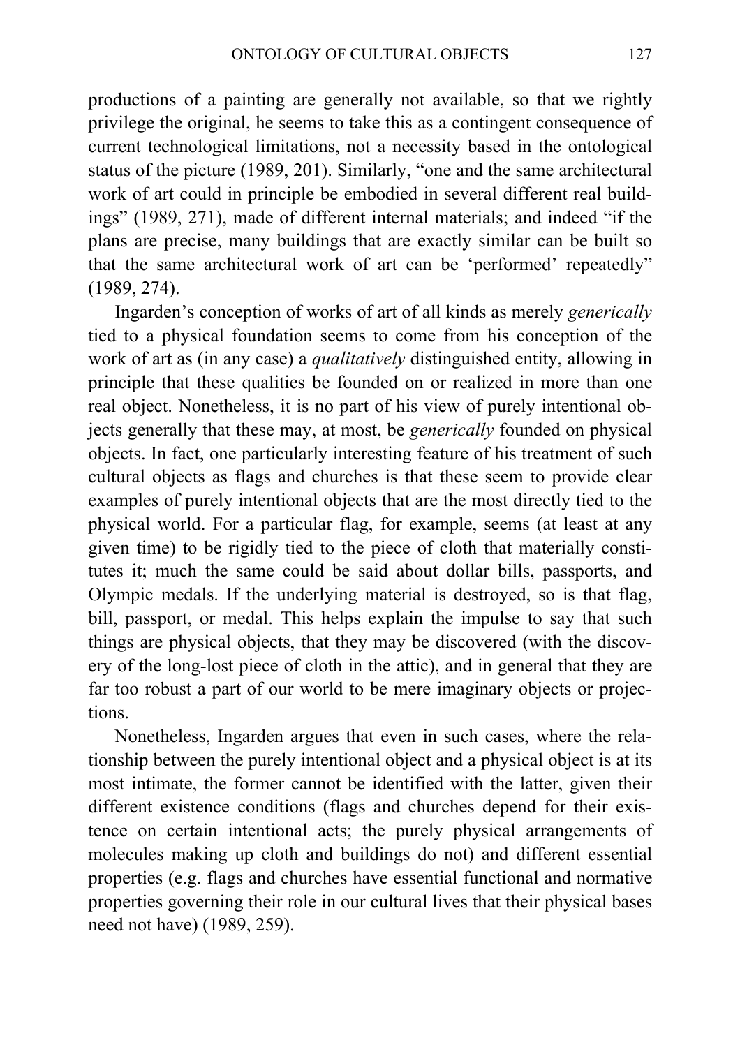productions of a painting are generally not available, so that we rightly privilege the original, he seems to take this as a contingent consequence of current technological limitations, not a necessity based in the ontological status of the picture (1989, 201). Similarly, "one and the same architectural work of art could in principle be embodied in several different real buildings" (1989, 271), made of different internal materials; and indeed "if the plans are precise, many buildings that are exactly similar can be built so that the same architectural work of art can be 'performed' repeatedly" (1989, 274).

Ingarden's conception of works of art of all kinds as merely *generically* tied to a physical foundation seems to come from his conception of the work of art as (in any case) a *qualitatively* distinguished entity, allowing in principle that these qualities be founded on or realized in more than one real object. Nonetheless, it is no part of his view of purely intentional objects generally that these may, at most, be *generically* founded on physical objects. In fact, one particularly interesting feature of his treatment of such cultural objects as flags and churches is that these seem to provide clear examples of purely intentional objects that are the most directly tied to the physical world. For a particular flag, for example, seems (at least at any given time) to be rigidly tied to the piece of cloth that materially constitutes it; much the same could be said about dollar bills, passports, and Olympic medals. If the underlying material is destroyed, so is that flag, bill, passport, or medal. This helps explain the impulse to say that such things are physical objects, that they may be discovered (with the discovery of the long-lost piece of cloth in the attic), and in general that they are far too robust a part of our world to be mere imaginary objects or projections.

Nonetheless, Ingarden argues that even in such cases, where the relationship between the purely intentional object and a physical object is at its most intimate, the former cannot be identified with the latter, given their different existence conditions (flags and churches depend for their existence on certain intentional acts; the purely physical arrangements of molecules making up cloth and buildings do not) and different essential properties (e.g. flags and churches have essential functional and normative properties governing their role in our cultural lives that their physical bases need not have) (1989, 259).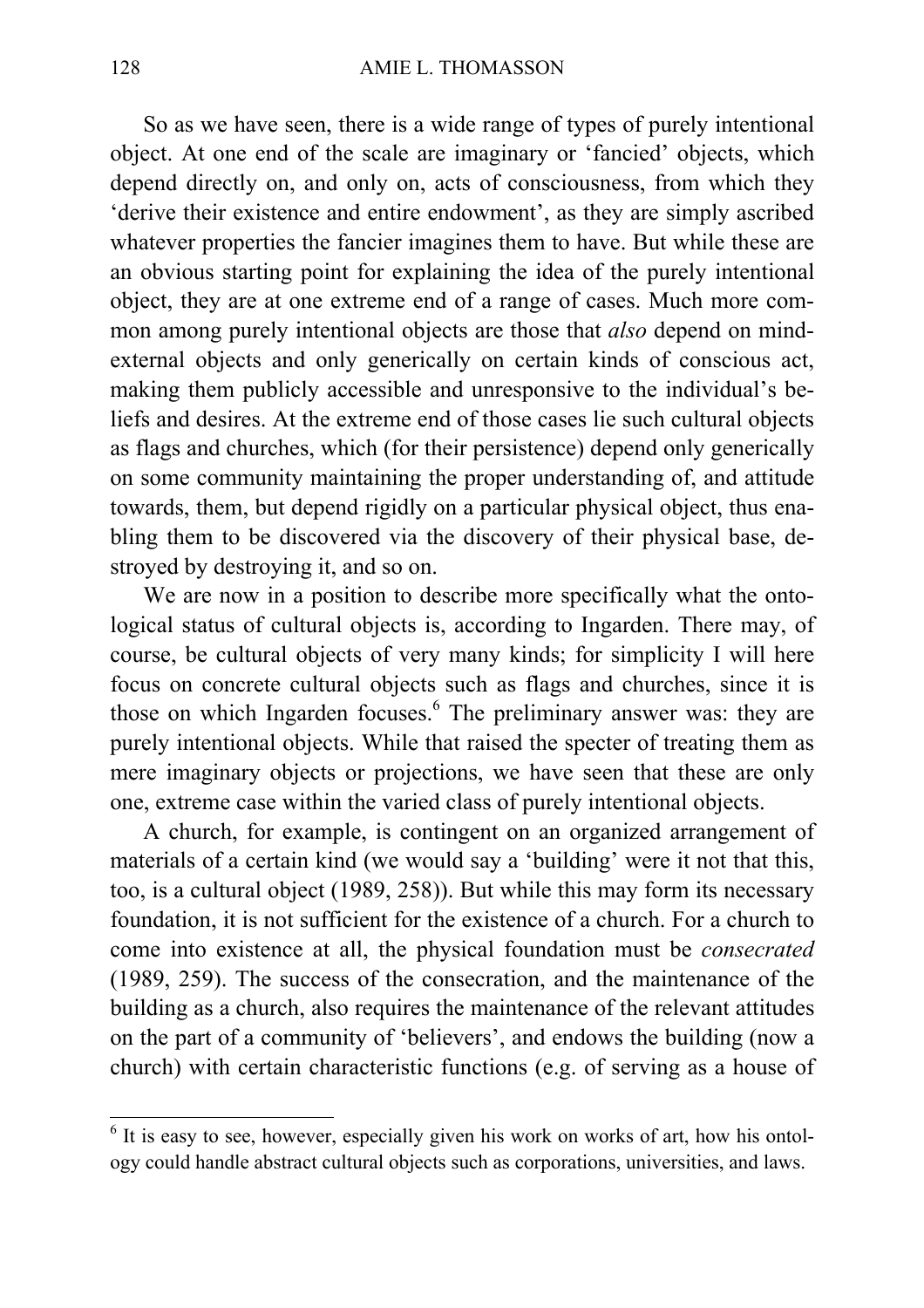So as we have seen, there is a wide range of types of purely intentional object. At one end of the scale are imaginary or 'fancied' objects, which depend directly on, and only on, acts of consciousness, from which they 'derive their existence and entire endowment', as they are simply ascribed whatever properties the fancier imagines them to have. But while these are an obvious starting point for explaining the idea of the purely intentional object, they are at one extreme end of a range of cases. Much more common among purely intentional objects are those that *also* depend on mind-external objects and only generically on certain kinds of conscious act, making them publicly accessible and unresponsive to the individual's beliefs and desires. At the extreme end of those cases lie such cultural objects as flags and churches, which (for their persistence) depend only generically on some community maintaining the proper understanding of, and attitude towards, them, but depend rigidly on a particular physical object, thus enabling them to be discovered via the discovery of their physical base, destroyed by destroying it, and so on.

We are now in a position to describe more specifically what the ontological status of cultural objects is, according to Ingarden. There may, of course, be cultural objects of very many kinds; for simplicity I will here focus on concrete cultural objects such as flags and churches, since it is those on which Ingarden focuses.[6] The preliminary answer was: they are purely intentional objects. While that raised the specter of treating them as mere imaginary objects or projections, we have seen that these are only one, extreme case within the varied class of purely intentional objects.

A church, for example, is contingent on an organized arrangement of materials of a certain kind (we would say a 'building' were it not that this, too, is a cultural object (1989, 258)). But while this may form its necessary foundation, it is not sufficient for the existence of a church. For a church to come into existence at all, the physical foundation must be *consecrated* (1989, 259). The success of the consecration, and the maintenance of the building as a church, also requires the maintenance of the relevant attitudes on the part of a community of 'believers', and endows the building (now a church) with certain characteristic functions (e.g. of serving as a house of

[6] It is easy to see, however, especially given his work on works of art, how his ontology could handle abstract cultural objects such as corporations, universities, and laws.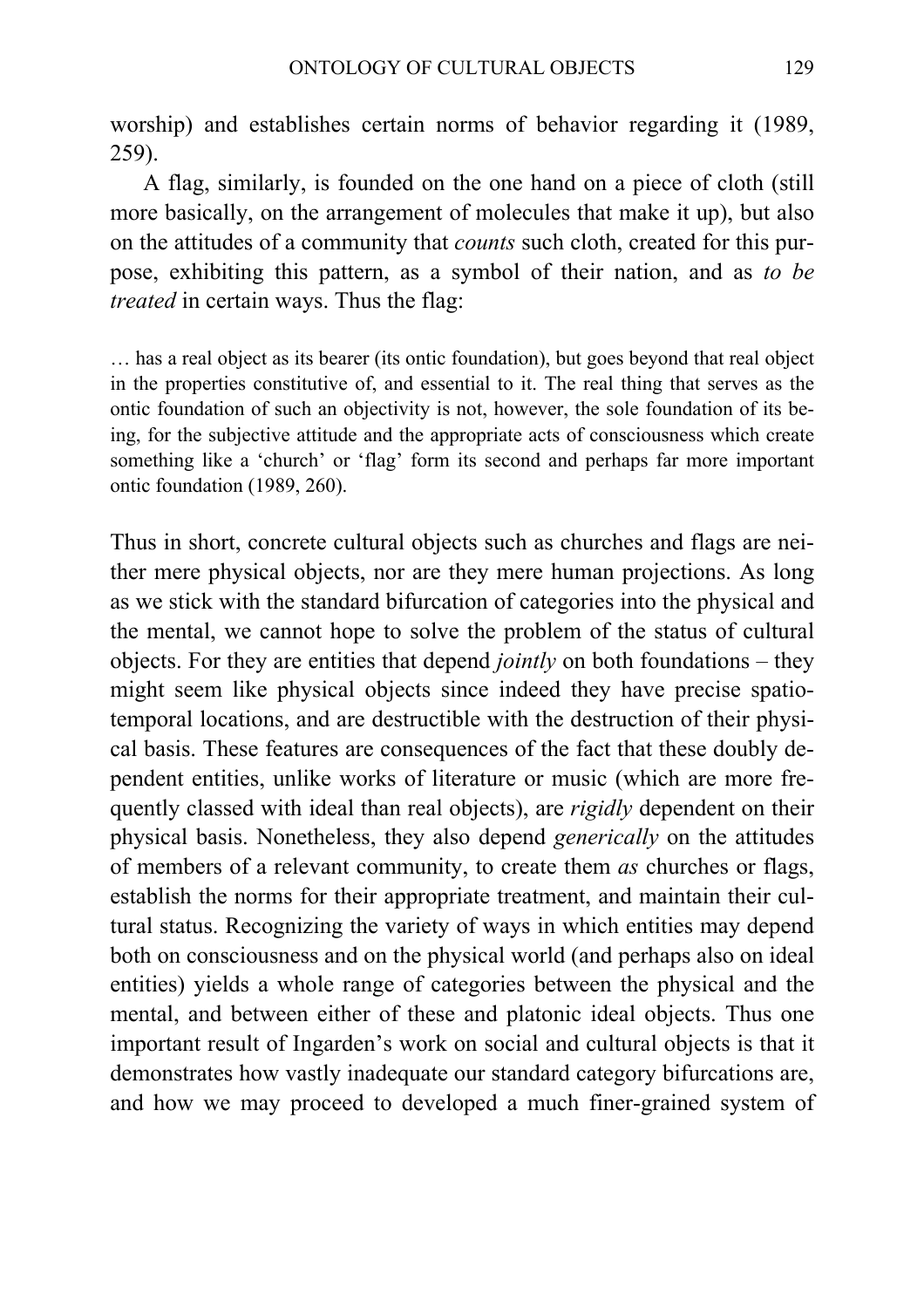worship) and establishes certain norms of behavior regarding it (1989, 259).

A flag, similarly, is founded on the one hand on a piece of cloth (still more basically, on the arrangement of molecules that make it up), but also on the attitudes of a community that *counts* such cloth, created for this purpose, exhibiting this pattern, as a symbol of their nation, and as *to be treated* in certain ways. Thus the flag:

> … has a real object as its bearer (its ontic foundation), but goes beyond that real object in the properties constitutive of, and essential to it. The real thing that serves as the ontic foundation of such an objectivity is not, however, the sole foundation of its being, for the subjective attitude and the appropriate acts of consciousness which create something like a 'church' or 'flag' form its second and perhaps far more important ontic foundation (1989, 260).

Thus in short, concrete cultural objects such as churches and flags are neither mere physical objects, nor are they mere human projections. As long as we stick with the standard bifurcation of categories into the physical and the mental, we cannot hope to solve the problem of the status of cultural objects. For they are entities that depend *jointly* on both foundations – they might seem like physical objects since indeed they have precise spatio-temporal locations, and are destructible with the destruction of their physical basis. These features are consequences of the fact that these doubly dependent entities, unlike works of literature or music (which are more frequently classed with ideal than real objects), are *rigidly* dependent on their physical basis. Nonetheless, they also depend *generically* on the attitudes of members of a relevant community, to create them *as* churches or flags, establish the norms for their appropriate treatment, and maintain their cultural status. Recognizing the variety of ways in which entities may depend both on consciousness and on the physical world (and perhaps also on ideal entities) yields a whole range of categories between the physical and the mental, and between either of these and platonic ideal objects. Thus one important result of Ingarden's work on social and cultural objects is that it demonstrates how vastly inadequate our standard category bifurcations are, and how we may proceed to developed a much finer-grained system of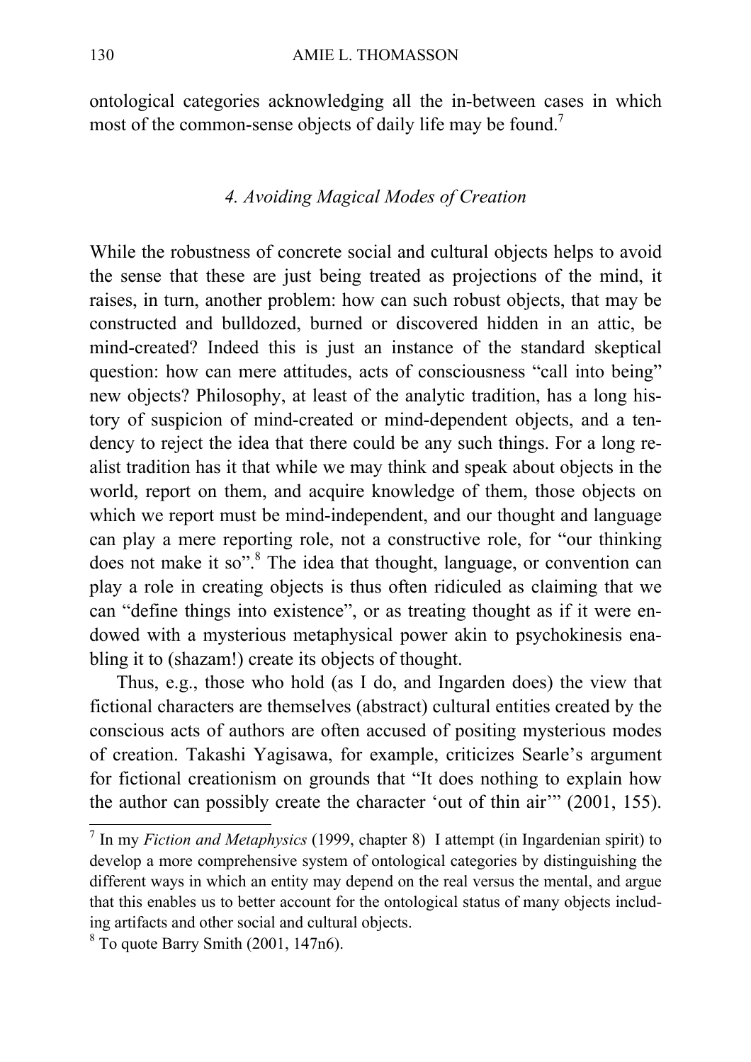ontological categories acknowledging all the in-between cases in which most of the common-sense objects of daily life may be found.[7]

### *4. Avoiding Magical Modes of Creation*

While the robustness of concrete social and cultural objects helps to avoid the sense that these are just being treated as projections of the mind, it raises, in turn, another problem: how can such robust objects, that may be constructed and bulldozed, burned or discovered hidden in an attic, be mind-created? Indeed this is just an instance of the standard skeptical question: how can mere attitudes, acts of consciousness "call into being" new objects? Philosophy, at least of the analytic tradition, has a long history of suspicion of mind-created or mind-dependent objects, and a tendency to reject the idea that there could be any such things. For a long realist tradition has it that while we may think and speak about objects in the world, report on them, and acquire knowledge of them, those objects on which we report must be mind-independent, and our thought and language can play a mere reporting role, not a constructive role, for "our thinking does not make it so".[8] The idea that thought, language, or convention can play a role in creating objects is thus often ridiculed as claiming that we can "define things into existence", or as treating thought as if it were endowed with a mysterious metaphysical power akin to psychokinesis enabling it to (shazam!) create its objects of thought.

Thus, e.g., those who hold (as I do, and Ingarden does) the view that fictional characters are themselves (abstract) cultural entities created by the conscious acts of authors are often accused of positing mysterious modes of creation. Takashi Yagisawa, for example, criticizes Searle's argument for fictional creationism on grounds that "It does nothing to explain how the author can possibly create the character 'out of thin air'" (2001, 155).

---

[7] In my *Fiction and Metaphysics* (1999, chapter 8) I attempt (in Ingardenian spirit) to develop a more comprehensive system of ontological categories by distinguishing the different ways in which an entity may depend on the real versus the mental, and argue that this enables us to better account for the ontological status of many objects including artifacts and other social and cultural objects.

[8] To quote Barry Smith (2001, 147n6).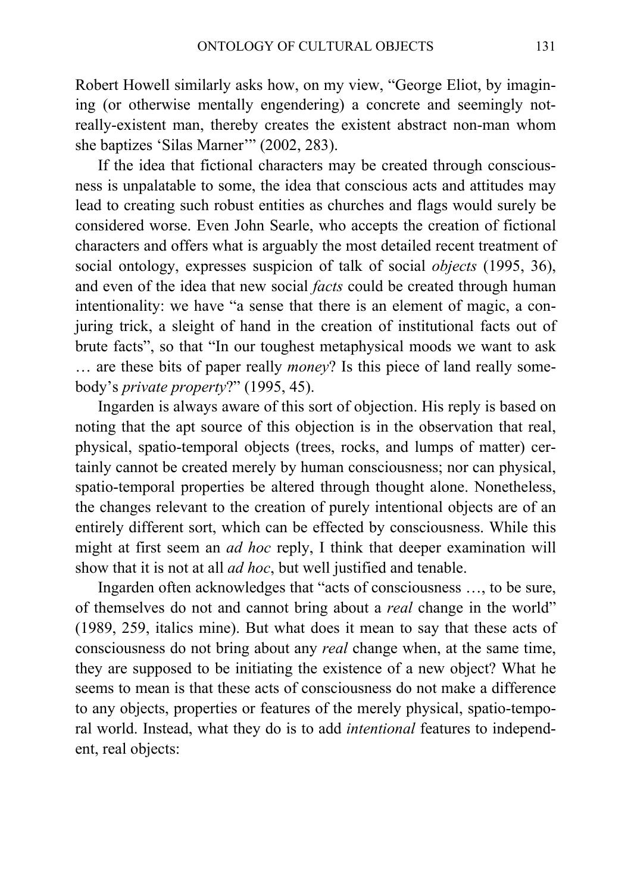Robert Howell similarly asks how, on my view, "George Eliot, by imagining (or otherwise mentally engendering) a concrete and seemingly not-really-existent man, thereby creates the existent abstract non-man whom she baptizes 'Silas Marner'" (2002, 283).

If the idea that fictional characters may be created through consciousness is unpalatable to some, the idea that conscious acts and attitudes may lead to creating such robust entities as churches and flags would surely be considered worse. Even John Searle, who accepts the creation of fictional characters and offers what is arguably the most detailed recent treatment of social ontology, expresses suspicion of talk of social *objects* (1995, 36), and even of the idea that new social *facts* could be created through human intentionality: we have "a sense that there is an element of magic, a conjuring trick, a sleight of hand in the creation of institutional facts out of brute facts", so that "In our toughest metaphysical moods we want to ask … are these bits of paper really *money*? Is this piece of land really somebody's *private property*?" (1995, 45).

Ingarden is always aware of this sort of objection. His reply is based on noting that the apt source of this objection is in the observation that real, physical, spatio-temporal objects (trees, rocks, and lumps of matter) certainly cannot be created merely by human consciousness; nor can physical, spatio-temporal properties be altered through thought alone. Nonetheless, the changes relevant to the creation of purely intentional objects are of an entirely different sort, which can be effected by consciousness. While this might at first seem an *ad hoc* reply, I think that deeper examination will show that it is not at all *ad hoc*, but well justified and tenable.

Ingarden often acknowledges that "acts of consciousness …, to be sure, of themselves do not and cannot bring about a *real* change in the world" (1989, 259, italics mine). But what does it mean to say that these acts of consciousness do not bring about any *real* change when, at the same time, they are supposed to be initiating the existence of a new object? What he seems to mean is that these acts of consciousness do not make a difference to any objects, properties or features of the merely physical, spatio-temporal world. Instead, what they do is to add *intentional* features to independent, real objects: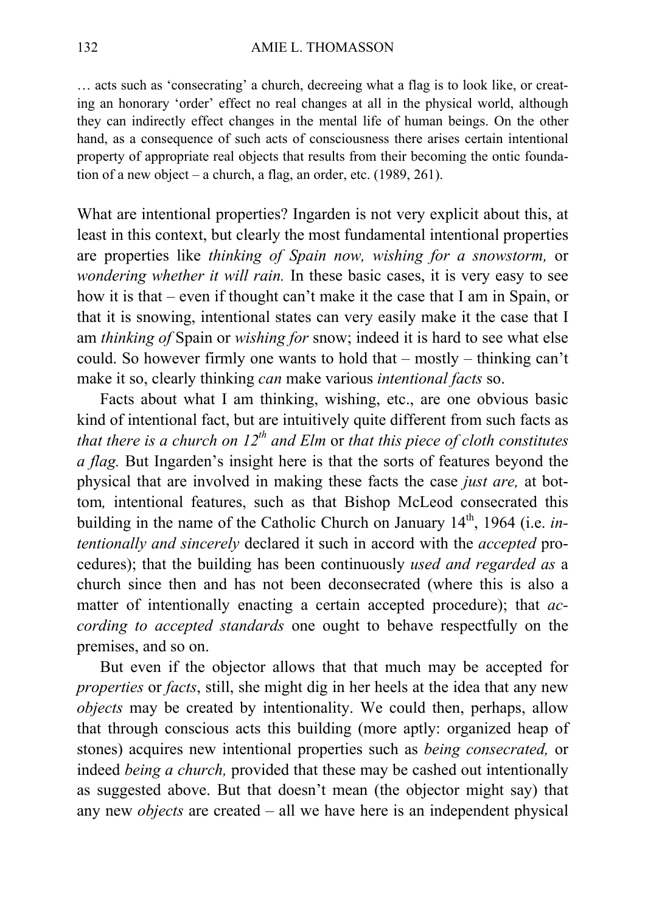… acts such as 'consecrating' a church, decreeing what a flag is to look like, or creating an honorary 'order' effect no real changes at all in the physical world, although they can indirectly effect changes in the mental life of human beings. On the other hand, as a consequence of such acts of consciousness there arises certain intentional property of appropriate real objects that results from their becoming the ontic foundation of a new object – a church, a flag, an order, etc. (1989, 261).

What are intentional properties? Ingarden is not very explicit about this, at least in this context, but clearly the most fundamental intentional properties are properties like *thinking of Spain now, wishing for a snowstorm,* or *wondering whether it will rain.* In these basic cases, it is very easy to see how it is that – even if thought can't make it the case that I am in Spain, or that it is snowing, intentional states can very easily make it the case that I am *thinking of* Spain or *wishing for* snow; indeed it is hard to see what else could. So however firmly one wants to hold that – mostly – thinking can't make it so, clearly thinking *can* make various *intentional facts* so.

Facts about what I am thinking, wishing, etc., are one obvious basic kind of intentional fact, but are intuitively quite different from such facts as *that there is a church on 12th and Elm* or *that this piece of cloth constitutes a flag.* But Ingarden's insight here is that the sorts of features beyond the physical that are involved in making these facts the case *just are,* at bottom*,* intentional features, such as that Bishop McLeod consecrated this building in the name of the Catholic Church on January 14th, 1964 (i.e. *intentionally and sincerely* declared it such in accord with the *accepted* procedures); that the building has been continuously *used and regarded as* a church since then and has not been deconsecrated (where this is also a matter of intentionally enacting a certain accepted procedure); that *according to accepted standards* one ought to behave respectfully on the premises, and so on.

But even if the objector allows that that much may be accepted for *properties* or *facts*, still, she might dig in her heels at the idea that any new *objects* may be created by intentionality. We could then, perhaps, allow that through conscious acts this building (more aptly: organized heap of stones) acquires new intentional properties such as *being consecrated,* or indeed *being a church,* provided that these may be cashed out intentionally as suggested above. But that doesn't mean (the objector might say) that any new *objects* are created – all we have here is an independent physical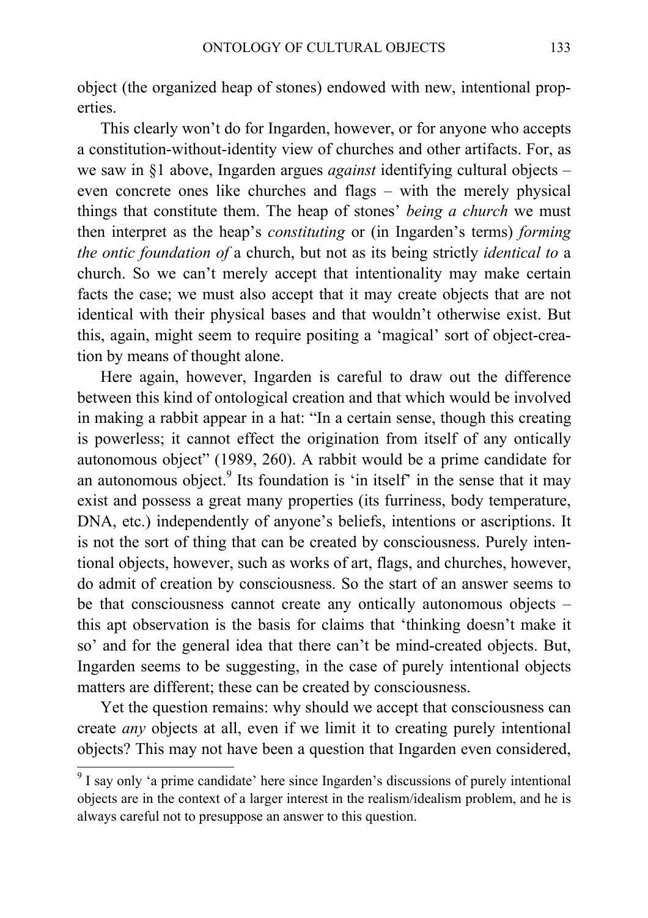object (the organized heap of stones) endowed with new, intentional properties.

This clearly won't do for Ingarden, however, or for anyone who accepts a constitution-without-identity view of churches and other artifacts. For, as we saw in §1 above, Ingarden argues *against* identifying cultural objects – even concrete ones like churches and flags – with the merely physical things that constitute them. The heap of stones' *being a church* we must then interpret as the heap's *constituting* or (in Ingarden's terms) *forming the ontic foundation of* a church, but not as its being strictly *identical to* a church. So we can't merely accept that intentionality may make certain facts the case; we must also accept that it may create objects that are not identical with their physical bases and that wouldn't otherwise exist. But this, again, might seem to require positing a 'magical' sort of object-creation by means of thought alone.

Here again, however, Ingarden is careful to draw out the difference between this kind of ontological creation and that which would be involved in making a rabbit appear in a hat: "In a certain sense, though this creating is powerless; it cannot effect the origination from itself of any ontically autonomous object" (1989, 260). A rabbit would be a prime candidate for an autonomous object.[9] Its foundation is 'in itself' in the sense that it may exist and possess a great many properties (its furriness, body temperature, DNA, etc.) independently of anyone's beliefs, intentions or ascriptions. It is not the sort of thing that can be created by consciousness. Purely intentional objects, however, such as works of art, flags, and churches, however, do admit of creation by consciousness. So the start of an answer seems to be that consciousness cannot create any ontically autonomous objects – this apt observation is the basis for claims that 'thinking doesn't make it so' and for the general idea that there can't be mind-created objects. But, Ingarden seems to be suggesting, in the case of purely intentional objects matters are different; these can be created by consciousness.

Yet the question remains: why should we accept that consciousness can create *any* objects at all, even if we limit it to creating purely intentional objects? This may not have been a question that Ingarden even considered,

[9] I say only 'a prime candidate' here since Ingarden's discussions of purely intentional objects are in the context of a larger interest in the realism/idealism problem, and he is always careful not to presuppose an answer to this question.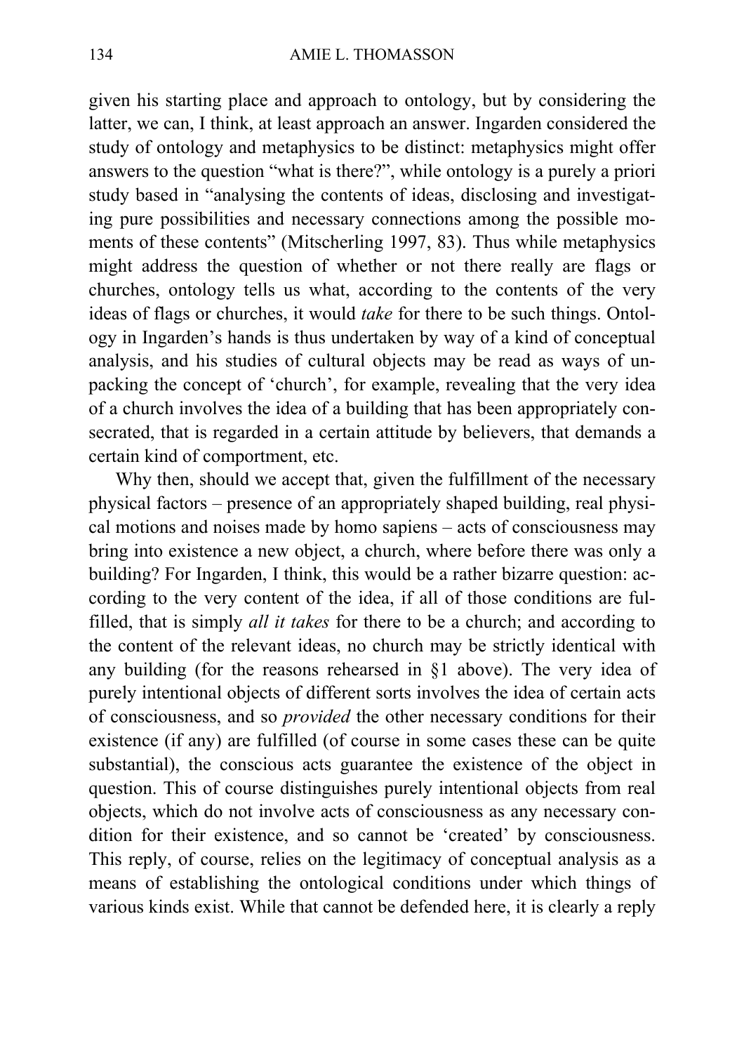given his starting place and approach to ontology, but by considering the latter, we can, I think, at least approach an answer. Ingarden considered the study of ontology and metaphysics to be distinct: metaphysics might offer answers to the question "what is there?", while ontology is a purely a priori study based in "analysing the contents of ideas, disclosing and investigating pure possibilities and necessary connections among the possible moments of these contents" (Mitscherling 1997, 83). Thus while metaphysics might address the question of whether or not there really are flags or churches, ontology tells us what, according to the contents of the very ideas of flags or churches, it would *take* for there to be such things. Ontology in Ingarden's hands is thus undertaken by way of a kind of conceptual analysis, and his studies of cultural objects may be read as ways of unpacking the concept of 'church', for example, revealing that the very idea of a church involves the idea of a building that has been appropriately consecrated, that is regarded in a certain attitude by believers, that demands a certain kind of comportment, etc.

Why then, should we accept that, given the fulfillment of the necessary physical factors – presence of an appropriately shaped building, real physical motions and noises made by homo sapiens – acts of consciousness may bring into existence a new object, a church, where before there was only a building? For Ingarden, I think, this would be a rather bizarre question: according to the very content of the idea, if all of those conditions are fulfilled, that is simply *all it takes* for there to be a church; and according to the content of the relevant ideas, no church may be strictly identical with any building (for the reasons rehearsed in §1 above). The very idea of purely intentional objects of different sorts involves the idea of certain acts of consciousness, and so *provided* the other necessary conditions for their existence (if any) are fulfilled (of course in some cases these can be quite substantial), the conscious acts guarantee the existence of the object in question. This of course distinguishes purely intentional objects from real objects, which do not involve acts of consciousness as any necessary condition for their existence, and so cannot be 'created' by consciousness. This reply, of course, relies on the legitimacy of conceptual analysis as a means of establishing the ontological conditions under which things of various kinds exist. While that cannot be defended here, it is clearly a reply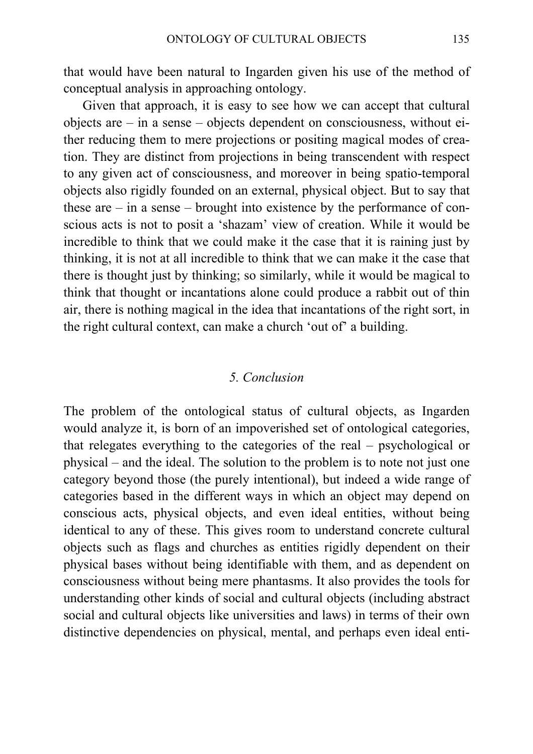that would have been natural to Ingarden given his use of the method of conceptual analysis in approaching ontology.

Given that approach, it is easy to see how we can accept that cultural objects are – in a sense – objects dependent on consciousness, without either reducing them to mere projections or positing magical modes of creation. They are distinct from projections in being transcendent with respect to any given act of consciousness, and moreover in being spatio-temporal objects also rigidly founded on an external, physical object. But to say that these are – in a sense – brought into existence by the performance of conscious acts is not to posit a 'shazam' view of creation. While it would be incredible to think that we could make it the case that it is raining just by thinking, it is not at all incredible to think that we can make it the case that there is thought just by thinking; so similarly, while it would be magical to think that thought or incantations alone could produce a rabbit out of thin air, there is nothing magical in the idea that incantations of the right sort, in the right cultural context, can make a church 'out of' a building.

## *5. Conclusion*

The problem of the ontological status of cultural objects, as Ingarden would analyze it, is born of an impoverished set of ontological categories, that relegates everything to the categories of the real – psychological or physical – and the ideal. The solution to the problem is to note not just one category beyond those (the purely intentional), but indeed a wide range of categories based in the different ways in which an object may depend on conscious acts, physical objects, and even ideal entities, without being identical to any of these. This gives room to understand concrete cultural objects such as flags and churches as entities rigidly dependent on their physical bases without being identifiable with them, and as dependent on consciousness without being mere phantasms. It also provides the tools for understanding other kinds of social and cultural objects (including abstract social and cultural objects like universities and laws) in terms of their own distinctive dependencies on physical, mental, and perhaps even ideal enti-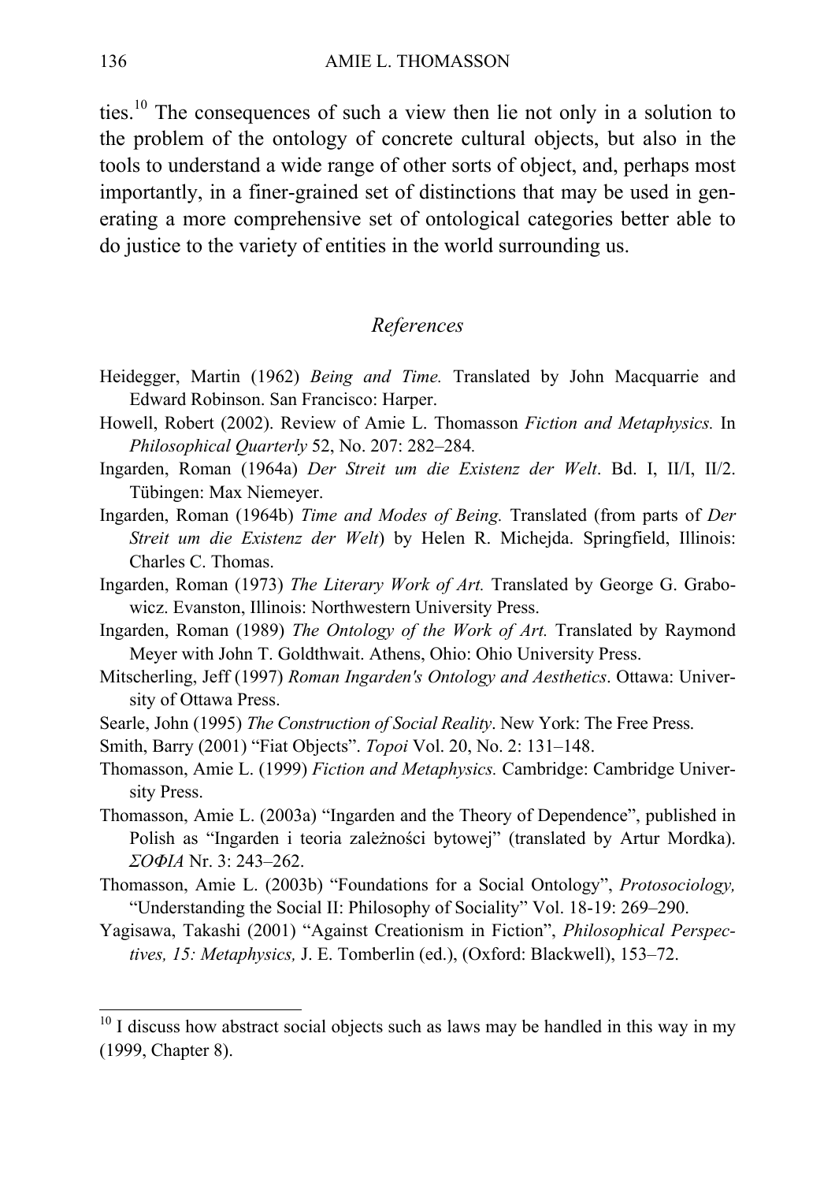ties.[10] The consequences of such a view then lie not only in a solution to the problem of the ontology of concrete cultural objects, but also in the tools to understand a wide range of other sorts of object, and, perhaps most importantly, in a finer-grained set of distinctions that may be used in generating a more comprehensive set of ontological categories better able to do justice to the variety of entities in the world surrounding us.

## *References*

Heidegger, Martin (1962) *Being and Time.* Translated by John Macquarrie and Edward Robinson. San Francisco: Harper.

Howell, Robert (2002). Review of Amie L. Thomasson *Fiction and Metaphysics.* In *Philosophical Quarterly* 52, No. 207: 282–284.

Ingarden, Roman (1964a) *Der Streit um die Existenz der Welt*. Bd. I, II/I, II/2. Tübingen: Max Niemeyer.

Ingarden, Roman (1964b) *Time and Modes of Being.* Translated (from parts of *Der Streit um die Existenz der Welt*) by Helen R. Michejda. Springfield, Illinois: Charles C. Thomas.

Ingarden, Roman (1973) *The Literary Work of Art.* Translated by George G. Grabowicz. Evanston, Illinois: Northwestern University Press.

Ingarden, Roman (1989) *The Ontology of the Work of Art.* Translated by Raymond Meyer with John T. Goldthwait. Athens, Ohio: Ohio University Press.

Mitscherling, Jeff (1997) *Roman Ingarden's Ontology and Aesthetics*. Ottawa: University of Ottawa Press.

Searle, John (1995) *The Construction of Social Reality*. New York: The Free Press.

Smith, Barry (2001) "Fiat Objects". *Topoi* Vol. 20, No. 2: 131–148.

Thomasson, Amie L. (1999) *Fiction and Metaphysics.* Cambridge: Cambridge University Press.

Thomasson, Amie L. (2003a) "Ingarden and the Theory of Dependence", published in Polish as "Ingarden i teoria zależności bytowej" (translated by Artur Mordka). *ΣΟΦΙΑ* Nr. 3: 243–262.

Thomasson, Amie L. (2003b) "Foundations for a Social Ontology", *Protosociology,* "Understanding the Social II: Philosophy of Sociality" Vol. 18-19: 269–290.

Yagisawa, Takashi (2001) "Against Creationism in Fiction", *Philosophical Perspectives, 15: Metaphysics,* J. E. Tomberlin (ed.), (Oxford: Blackwell), 153–72.

---

[10] I discuss how abstract social objects such as laws may be handled in this way in my (1999, Chapter 8).